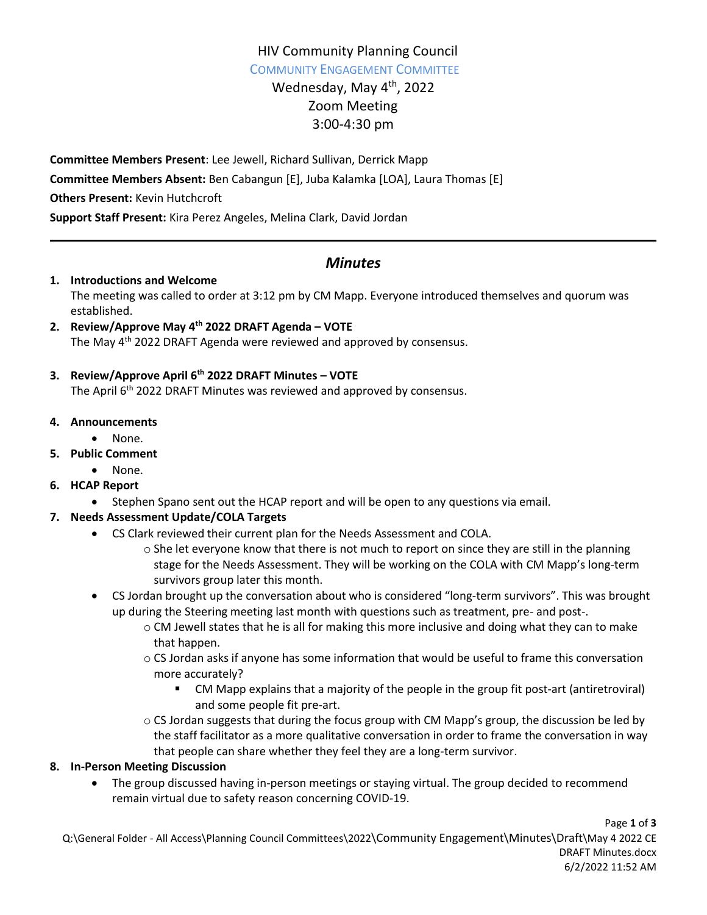# HIV Community Planning Council

## COMMUNITY ENGAGEMENT COMMITTEE

Wednesday, May 4th, 2022
Zoom Meeting
3:00-4:30 pm

**Committee Members Present**: Lee Jewell, Richard Sullivan, Derrick Mapp

**Committee Members Absent:** Ben Cabangun [E], Juba Kalamka [LOA], Laura Thomas [E]

**Others Present:** Kevin Hutchcroft

**Support Staff Present:** Kira Perez Angeles, Melina Clark, David Jordan

---

## *Minutes*

1. **Introductions and Welcome**
   The meeting was called to order at 3:12 pm by CM Mapp. Everyone introduced themselves and quorum was established.
2. **Review/Approve May 4th 2022 DRAFT Agenda – VOTE**
   The May 4th 2022 DRAFT Agenda were reviewed and approved by consensus.
3. **Review/Approve April 6th 2022 DRAFT Minutes – VOTE**
   The April 6th 2022 DRAFT Minutes was reviewed and approved by consensus.
4. **Announcements**
   - None.
5. **Public Comment**
   - None.
6. **HCAP Report**
   - Stephen Spano sent out the HCAP report and will be open to any questions via email.
7. **Needs Assessment Update/COLA Targets**
   - CS Clark reviewed their current plan for the Needs Assessment and COLA.
     - She let everyone know that there is not much to report on since they are still in the planning stage for the Needs Assessment. They will be working on the COLA with CM Mapp's long-term survivors group later this month.
   - CS Jordan brought up the conversation about who is considered "long-term survivors". This was brought up during the Steering meeting last month with questions such as treatment, pre- and post-.
     - CM Jewell states that he is all for making this more inclusive and doing what they can to make that happen.
     - CS Jordan asks if anyone has some information that would be useful to frame this conversation more accurately?
       - CM Mapp explains that a majority of the people in the group fit post-art (antiretroviral) and some people fit pre-art.
     - CS Jordan suggests that during the focus group with CM Mapp's group, the discussion be led by the staff facilitator as a more qualitative conversation in order to frame the conversation in way that people can share whether they feel they are a long-term survivor.
8. **In-Person Meeting Discussion**
   - The group discussed having in-person meetings or staying virtual. The group decided to recommend remain virtual due to safety reason concerning COVID-19.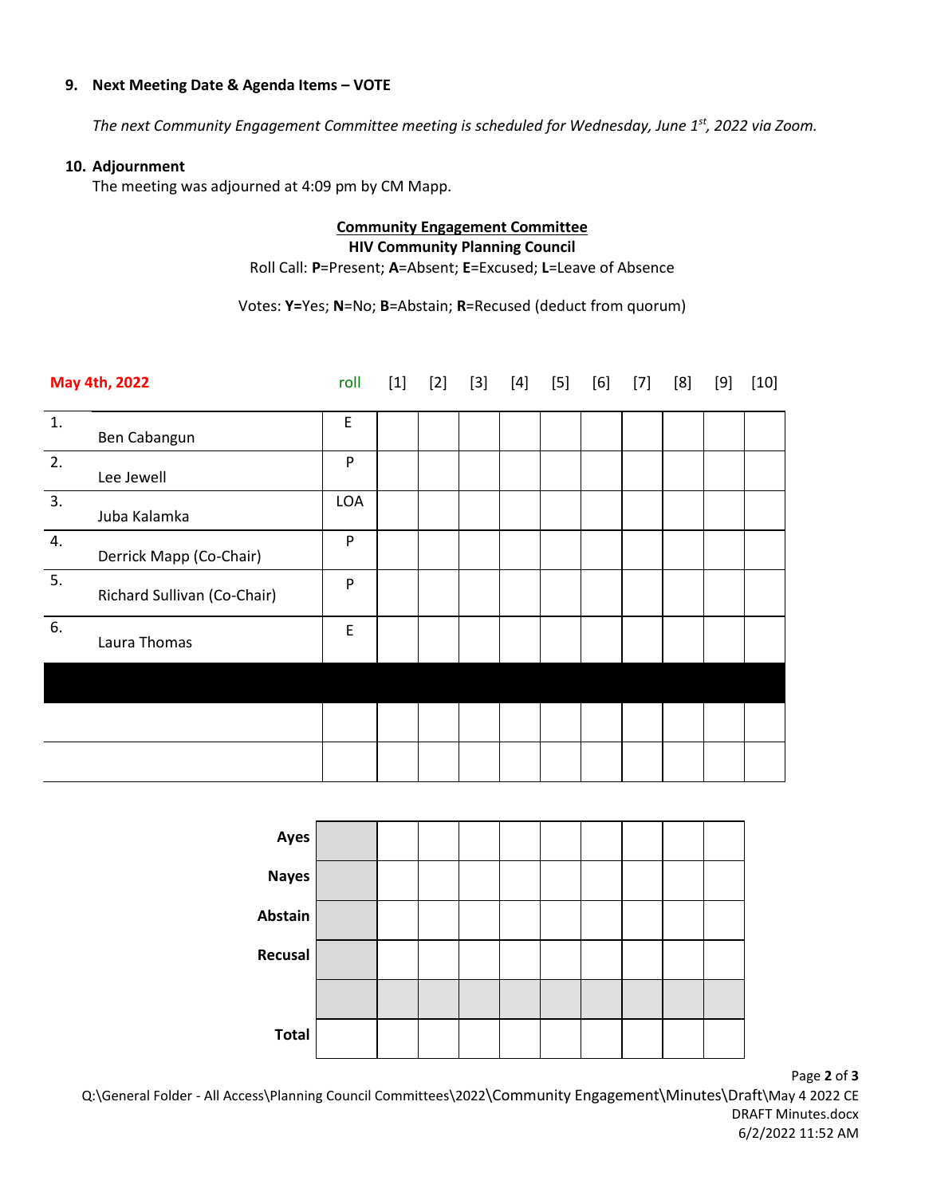9. **Next Meeting Date & Agenda Items – VOTE**

*The next Community Engagement Committee meeting is scheduled for Wednesday, June 1st, 2022 via Zoom.*

10. **Adjournment**

The meeting was adjourned at 4:09 pm by CM Mapp.

**Community Engagement Committee**
**HIV Community Planning Council**
Roll Call: **P**=Present; **A**=Absent; **E**=Excused; **L**=Leave of Absence

Votes: **Y=**Yes; **N**=No; **B**=Abstain; **R**=Recused (deduct from quorum)

| May 4th, 2022 | | roll | [1] | [2] | [3] | [4] | [5] | [6] | [7] | [8] | [9] | [10] |
|---|---|---|---|---|---|---|---|---|---|---|---|---|
| 1. | Ben Cabangun | E | | | | | | | | | | |
| 2. | Lee Jewell | P | | | | | | | | | | |
| 3. | Juba Kalamka | LOA | | | | | | | | | | |
| 4. | Derrick Mapp (Co-Chair) | P | | | | | | | | | | |
| 5. | Richard Sullivan (Co-Chair) | P | | | | | | | | | | |
| 6. | Laura Thomas | E | | | | | | | | | | |
| | | | | | | | | | | | | |
| | | | | | | | | | | | | |
| | | | | | | | | | | | | |

| | | | | | | | | | | |
|---|---|---|---|---|---|---|---|---|---|---|
| **Ayes** | | | | | | | | | | |
| **Nayes** | | | | | | | | | | |
| **Abstain** | | | | | | | | | | |
| **Recusal** | | | | | | | | | | |
| | | | | | | | | | | |
| **Total** | | | | | | | | | | |

Q:\General Folder - All Access\Planning Council Committees\2022\Community Engagement\Minutes\Draft\May 4 2022 CE DRAFT Minutes.docx
6/2/2022 11:52 AM